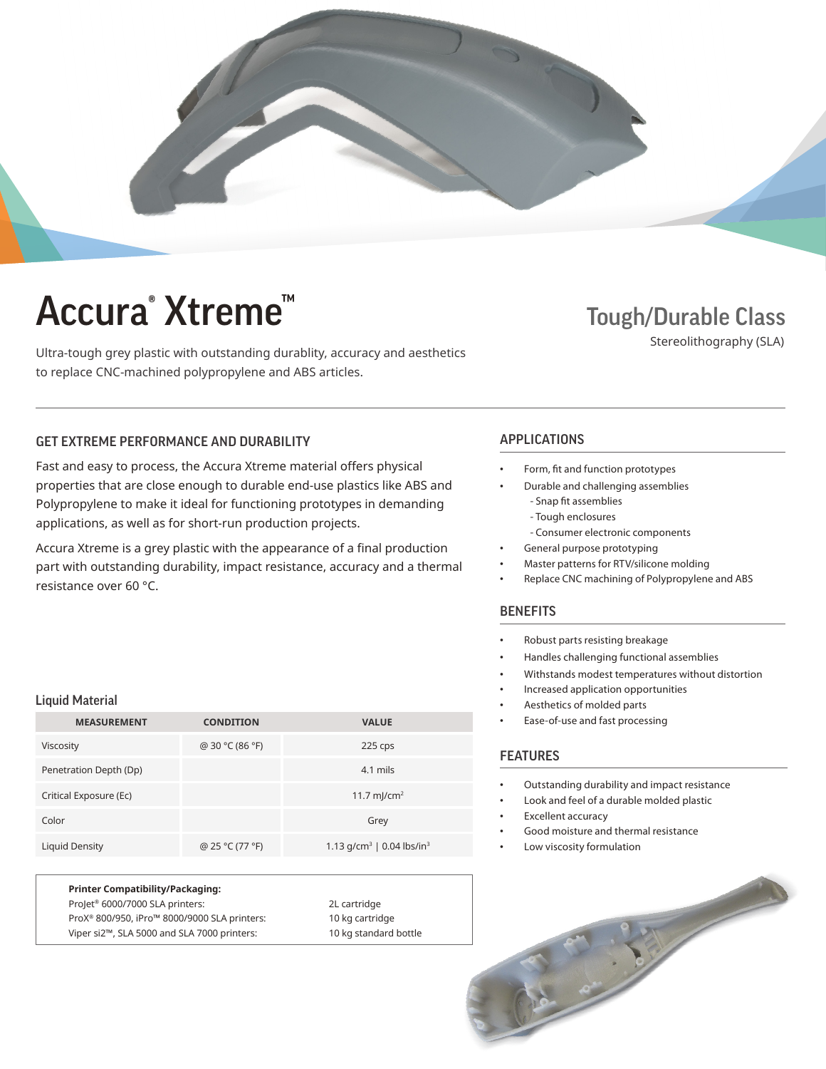# Accura® Xtreme™

Ultra-tough grey plastic with outstanding durablity, accuracy and aesthetics to replace CNC-machined polypropylene and ABS articles.

## Tough/Durable Class

Stereolithography (SLA)

### GET EXTREME PERFORMANCE AND DURABILITY

Fast and easy to process, the Accura Xtreme material offers physical properties that are close enough to durable end-use plastics like ABS and Polypropylene to make it ideal for functioning prototypes in demanding applications, as well as for short-run production projects.

Accura Xtreme is a grey plastic with the appearance of a final production part with outstanding durability, impact resistance, accuracy and a thermal resistance over 60 °C.

### Liquid Material

| MEASUREMENT | CONDITION | VALUE |
|---|---|---|
| Viscosity | @ 30 °C (86 °F) | 225 cps |
| Penetration Depth (Dp) | | 4.1 mils |
| Critical Exposure (Ec) | | 11.7 mJ/cm$^2$ |
| Color | | Grey |
| Liquid Density | @ 25 °C (77 °F) | 1.13 g/cm$^3$ \| 0.04 lbs/in$^3$ |

**Printer Compatibility/Packaging:**

| | |
|---|---|
| ProJet® 6000/7000 SLA printers: | 2L cartridge |
| ProX® 800/950, iPro™ 8000/9000 SLA printers: | 10 kg cartridge |
| Viper si2™, SLA 5000 and SLA 7000 printers: | 10 kg standard bottle |

### APPLICATIONS

- Form, fit and function prototypes
- Durable and challenging assemblies
  - Snap fit assemblies
  - Tough enclosures
  - Consumer electronic components
- General purpose prototyping
- Master patterns for RTV/silicone molding
- Replace CNC machining of Polypropylene and ABS

### BENEFITS

- Robust parts resisting breakage
- Handles challenging functional assemblies
- Withstands modest temperatures without distortion
- Increased application opportunities
- Aesthetics of molded parts
- Ease-of-use and fast processing

### FEATURES

- Outstanding durability and impact resistance
- Look and feel of a durable molded plastic
- Excellent accuracy
- Good moisture and thermal resistance
- Low viscosity formulation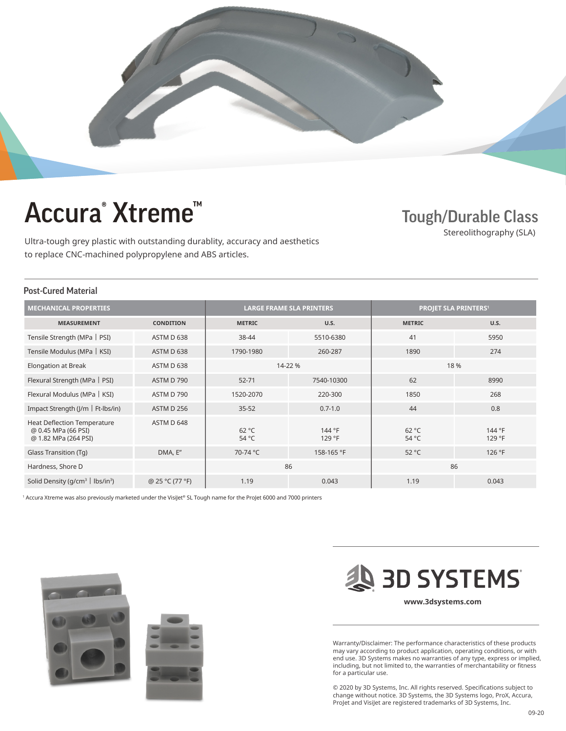# Accura® Xtreme™

## Tough/Durable Class

Stereolithography (SLA)

Ultra-tough grey plastic with outstanding durablity, accuracy and aesthetics to replace CNC-machined polypropylene and ABS articles.

### Post-Cured Material

| MECHANICAL PROPERTIES | | LARGE FRAME SLA PRINTERS | | PROJET SLA PRINTERS[1] | |
|---|---|---|---|---|---|
| MEASUREMENT | CONDITION | METRIC | U.S. | METRIC | U.S. |
| Tensile Strength (MPa \| PSI) | ASTM D 638 | 38-44 | 5510-6380 | 41 | 5950 |
| Tensile Modulus (MPa \| KSI) | ASTM D 638 | 1790-1980 | 260-287 | 1890 | 274 |
| Elongation at Break | ASTM D 638 | 14-22 % | | 18 % | |
| Flexural Strength (MPa \| PSI) | ASTM D 790 | 52-71 | 7540-10300 | 62 | 8990 |
| Flexural Modulus (MPa \| KSI) | ASTM D 790 | 1520-2070 | 220-300 | 1850 | 268 |
| Impact Strength (J/m \| Ft-lbs/in) | ASTM D 256 | 35-52 | 0.7-1.0 | 44 | 0.8 |
| Heat Deflection Temperature @ 0.45 MPa (66 PSI) @ 1.82 MPa (264 PSI) | ASTM D 648 | 62 °C 54 °C | 144 °F 129 °F | 62 °C 54 °C | 144 °F 129 °F |
| Glass Transition (Tg) | DMA, E" | 70-74 °C | 158-165 °F | 52 °C | 126 °F |
| Hardness, Shore D | | 86 | | 86 | |
| Solid Density (g/cm³ \| lbs/in³) | @ 25 °C (77 °F) | 1.19 | 0.043 | 1.19 | 0.043 |

[1] Accura Xtreme was also previously marketed under the VisiJet® SL Tough name for the ProJet 6000 and 7000 printers

3D SYSTEMS

www.3dsystems.com

Warranty/Disclaimer: The performance characteristics of these products may vary according to product application, operating conditions, or with end use. 3D Systems makes no warranties of any type, express or implied, including, but not limited to, the warranties of merchantability or fitness for a particular use.

© 2020 by 3D Systems, Inc. All rights reserved. Specifications subject to change without notice. 3D Systems, the 3D Systems logo, ProX, Accura, ProJet and VisiJet are registered trademarks of 3D Systems, Inc.

09-20